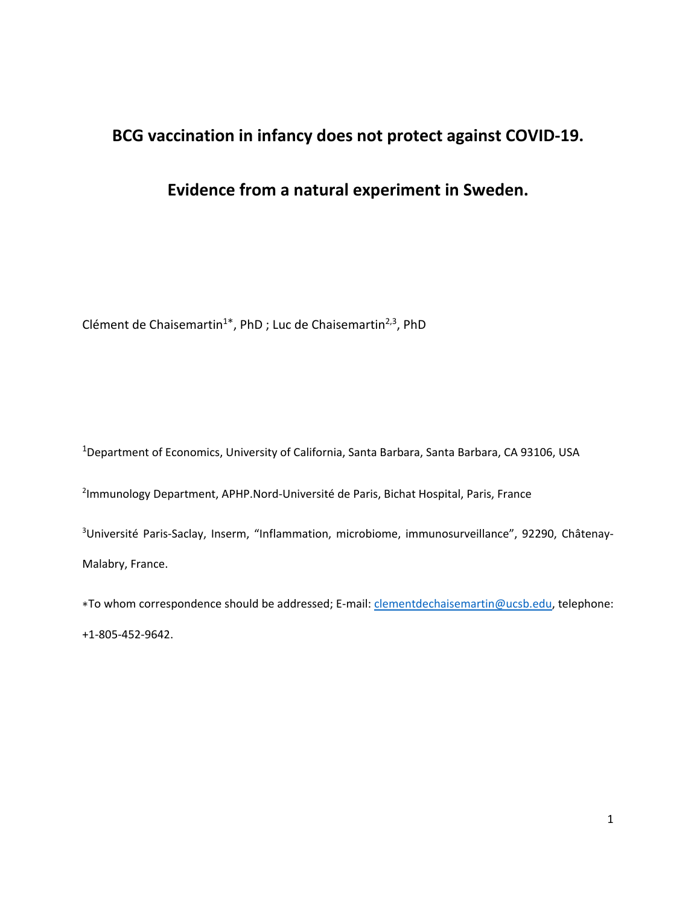# BCG vaccination in infancy does not protect against COVID-19.

# Evidence from a natural experiment in Sweden.

Clément de Chaisemartin[1*], PhD ; Luc de Chaisemartin[2,3], PhD

[1]Department of Economics, University of California, Santa Barbara, Santa Barbara, CA 93106, USA

[2]Immunology Department, APHP.Nord-Université de Paris, Bichat Hospital, Paris, France

[3]Université Paris-Saclay, Inserm, "Inflammation, microbiome, immunosurveillance", 92290, Châtenay-Malabry, France.

∗To whom correspondence should be addressed; E-mail: clementdechaisemartin@ucsb.edu, telephone: +1-805-452-9642.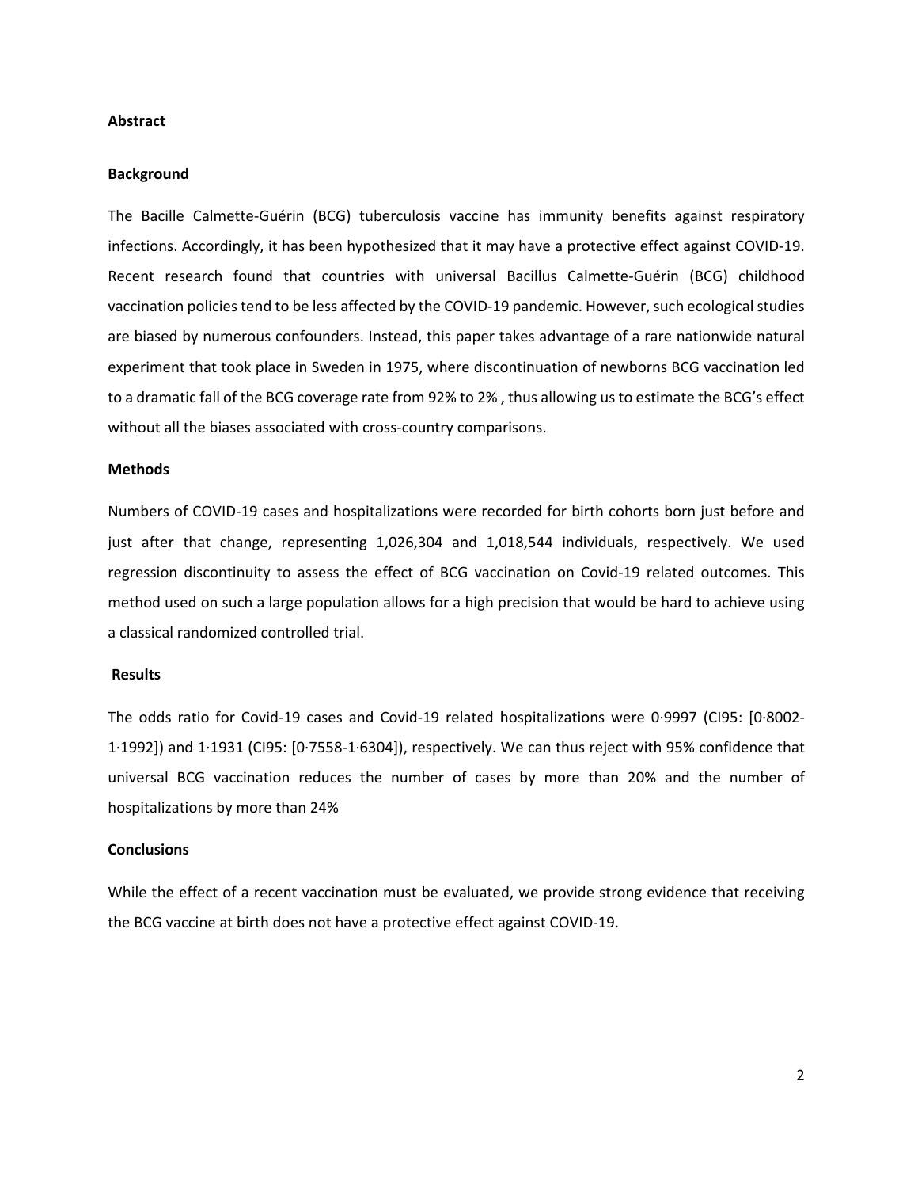## Abstract

### Background

The Bacille Calmette-Guérin (BCG) tuberculosis vaccine has immunity benefits against respiratory infections. Accordingly, it has been hypothesized that it may have a protective effect against COVID-19. Recent research found that countries with universal Bacillus Calmette-Guérin (BCG) childhood vaccination policies tend to be less affected by the COVID-19 pandemic. However, such ecological studies are biased by numerous confounders. Instead, this paper takes advantage of a rare nationwide natural experiment that took place in Sweden in 1975, where discontinuation of newborns BCG vaccination led to a dramatic fall of the BCG coverage rate from 92% to 2% , thus allowing us to estimate the BCG's effect without all the biases associated with cross-country comparisons.

### Methods

Numbers of COVID-19 cases and hospitalizations were recorded for birth cohorts born just before and just after that change, representing 1,026,304 and 1,018,544 individuals, respectively. We used regression discontinuity to assess the effect of BCG vaccination on Covid-19 related outcomes. This method used on such a large population allows for a high precision that would be hard to achieve using a classical randomized controlled trial.

### Results

The odds ratio for Covid-19 cases and Covid-19 related hospitalizations were 0·9997 (CI95: [0·8002-1·1992]) and 1·1931 (CI95: [0·7558-1·6304]), respectively. We can thus reject with 95% confidence that universal BCG vaccination reduces the number of cases by more than 20% and the number of hospitalizations by more than 24%

### Conclusions

While the effect of a recent vaccination must be evaluated, we provide strong evidence that receiving the BCG vaccine at birth does not have a protective effect against COVID-19.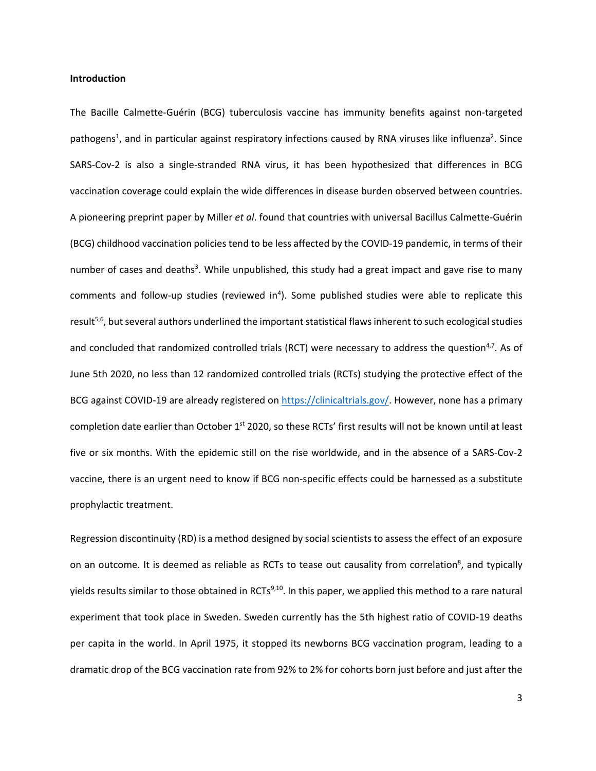**Introduction**

The Bacille Calmette-Guérin (BCG) tuberculosis vaccine has immunity benefits against non-targeted pathogens[1], and in particular against respiratory infections caused by RNA viruses like influenza[2]. Since SARS-Cov-2 is also a single-stranded RNA virus, it has been hypothesized that differences in BCG vaccination coverage could explain the wide differences in disease burden observed between countries. A pioneering preprint paper by Miller *et al*. found that countries with universal Bacillus Calmette-Guérin (BCG) childhood vaccination policies tend to be less affected by the COVID-19 pandemic, in terms of their number of cases and deaths[3]. While unpublished, this study had a great impact and gave rise to many comments and follow-up studies (reviewed in[4]). Some published studies were able to replicate this result[5,6], but several authors underlined the important statistical flaws inherent to such ecological studies and concluded that randomized controlled trials (RCT) were necessary to address the question[4,7]. As of June 5th 2020, no less than 12 randomized controlled trials (RCTs) studying the protective effect of the BCG against COVID-19 are already registered on https://clinicaltrials.gov/. However, none has a primary completion date earlier than October 1st 2020, so these RCTs' first results will not be known until at least five or six months. With the epidemic still on the rise worldwide, and in the absence of a SARS-Cov-2 vaccine, there is an urgent need to know if BCG non-specific effects could be harnessed as a substitute prophylactic treatment.

Regression discontinuity (RD) is a method designed by social scientists to assess the effect of an exposure on an outcome. It is deemed as reliable as RCTs to tease out causality from correlation[8], and typically yields results similar to those obtained in RCTs[9,10]. In this paper, we applied this method to a rare natural experiment that took place in Sweden. Sweden currently has the 5th highest ratio of COVID-19 deaths per capita in the world. In April 1975, it stopped its newborns BCG vaccination program, leading to a dramatic drop of the BCG vaccination rate from 92% to 2% for cohorts born just before and just after the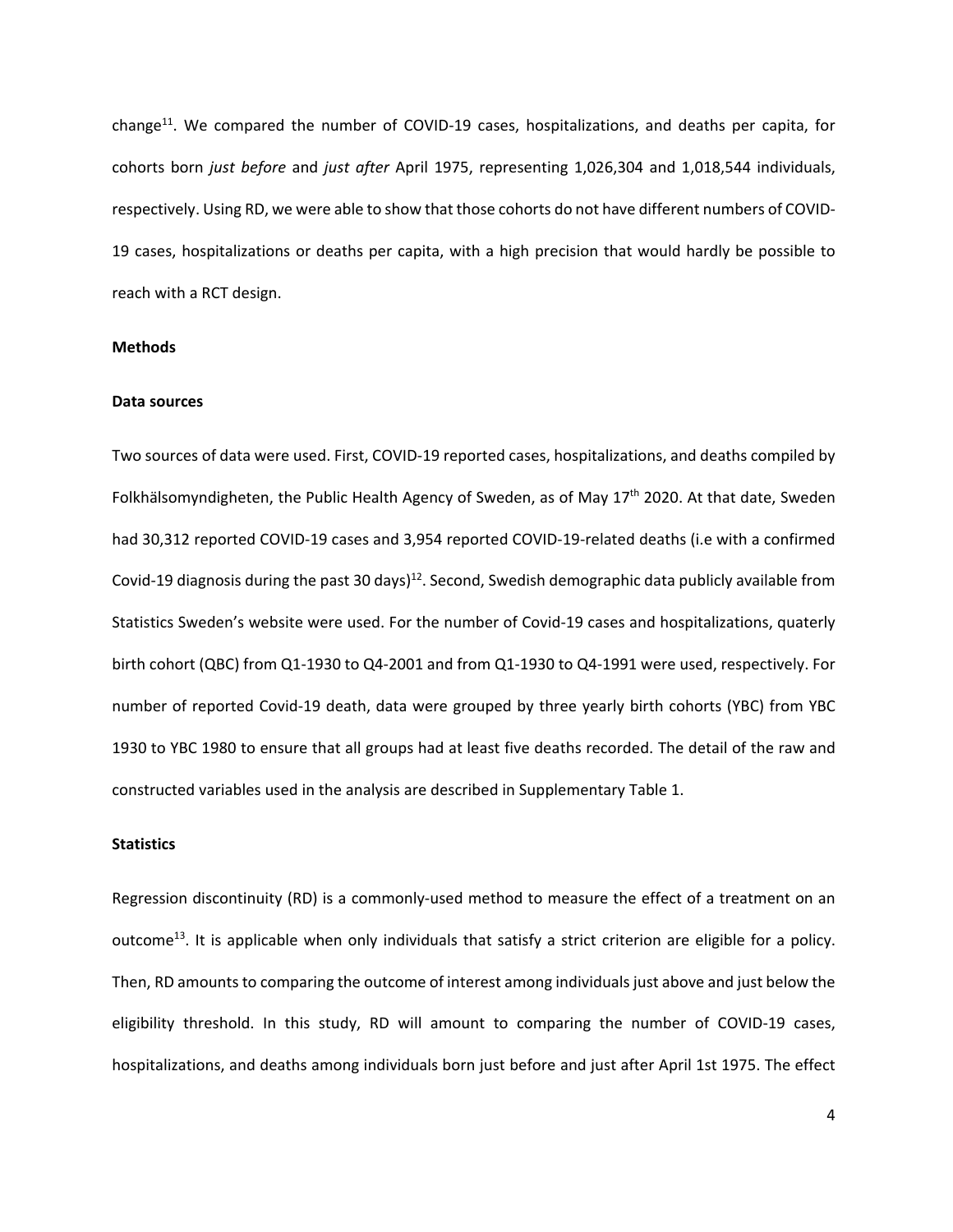change[11]. We compared the number of COVID-19 cases, hospitalizations, and deaths per capita, for cohorts born *just before* and *just after* April 1975, representing 1,026,304 and 1,018,544 individuals, respectively. Using RD, we were able to show that those cohorts do not have different numbers of COVID-19 cases, hospitalizations or deaths per capita, with a high precision that would hardly be possible to reach with a RCT design.

**Methods**

**Data sources**

Two sources of data were used. First, COVID-19 reported cases, hospitalizations, and deaths compiled by Folkhälsomyndigheten, the Public Health Agency of Sweden, as of May 17th 2020. At that date, Sweden had 30,312 reported COVID-19 cases and 3,954 reported COVID-19-related deaths (i.e with a confirmed Covid-19 diagnosis during the past 30 days)[12]. Second, Swedish demographic data publicly available from Statistics Sweden's website were used. For the number of Covid-19 cases and hospitalizations, quaterly birth cohort (QBC) from Q1-1930 to Q4-2001 and from Q1-1930 to Q4-1991 were used, respectively. For number of reported Covid-19 death, data were grouped by three yearly birth cohorts (YBC) from YBC 1930 to YBC 1980 to ensure that all groups had at least five deaths recorded. The detail of the raw and constructed variables used in the analysis are described in Supplementary Table 1.

**Statistics**

Regression discontinuity (RD) is a commonly-used method to measure the effect of a treatment on an outcome[13]. It is applicable when only individuals that satisfy a strict criterion are eligible for a policy. Then, RD amounts to comparing the outcome of interest among individuals just above and just below the eligibility threshold. In this study, RD will amount to comparing the number of COVID-19 cases, hospitalizations, and deaths among individuals born just before and just after April 1st 1975. The effect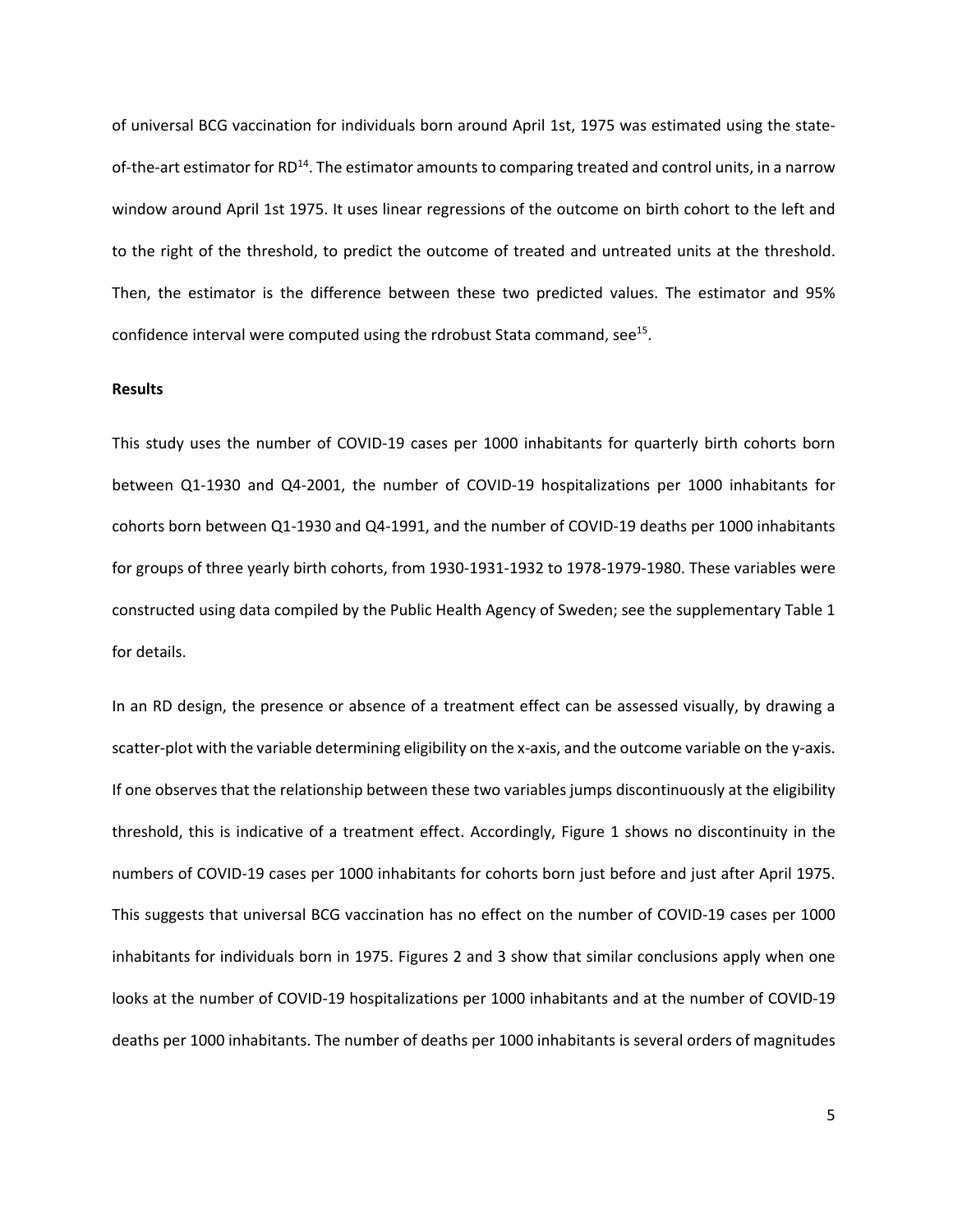of universal BCG vaccination for individuals born around April 1st, 1975 was estimated using the state-of-the-art estimator for RD[14]. The estimator amounts to comparing treated and control units, in a narrow window around April 1st 1975. It uses linear regressions of the outcome on birth cohort to the left and to the right of the threshold, to predict the outcome of treated and untreated units at the threshold. Then, the estimator is the difference between these two predicted values. The estimator and 95% confidence interval were computed using the rdrobust Stata command, see[15].

**Results**

This study uses the number of COVID-19 cases per 1000 inhabitants for quarterly birth cohorts born between Q1-1930 and Q4-2001, the number of COVID-19 hospitalizations per 1000 inhabitants for cohorts born between Q1-1930 and Q4-1991, and the number of COVID-19 deaths per 1000 inhabitants for groups of three yearly birth cohorts, from 1930-1931-1932 to 1978-1979-1980. These variables were constructed using data compiled by the Public Health Agency of Sweden; see the supplementary Table 1 for details.

In an RD design, the presence or absence of a treatment effect can be assessed visually, by drawing a scatter-plot with the variable determining eligibility on the x-axis, and the outcome variable on the y-axis. If one observes that the relationship between these two variables jumps discontinuously at the eligibility threshold, this is indicative of a treatment effect. Accordingly, Figure 1 shows no discontinuity in the numbers of COVID-19 cases per 1000 inhabitants for cohorts born just before and just after April 1975. This suggests that universal BCG vaccination has no effect on the number of COVID-19 cases per 1000 inhabitants for individuals born in 1975. Figures 2 and 3 show that similar conclusions apply when one looks at the number of COVID-19 hospitalizations per 1000 inhabitants and at the number of COVID-19 deaths per 1000 inhabitants. The number of deaths per 1000 inhabitants is several orders of magnitudes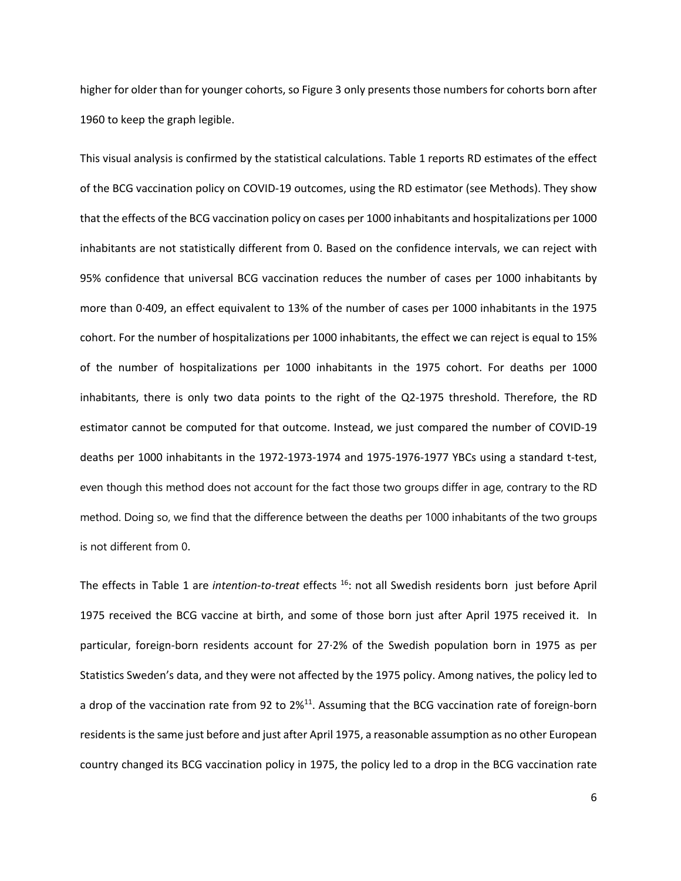higher for older than for younger cohorts, so Figure 3 only presents those numbers for cohorts born after 1960 to keep the graph legible.

This visual analysis is confirmed by the statistical calculations. Table 1 reports RD estimates of the effect of the BCG vaccination policy on COVID-19 outcomes, using the RD estimator (see Methods). They show that the effects of the BCG vaccination policy on cases per 1000 inhabitants and hospitalizations per 1000 inhabitants are not statistically different from 0. Based on the confidence intervals, we can reject with 95% confidence that universal BCG vaccination reduces the number of cases per 1000 inhabitants by more than 0·409, an effect equivalent to 13% of the number of cases per 1000 inhabitants in the 1975 cohort. For the number of hospitalizations per 1000 inhabitants, the effect we can reject is equal to 15% of the number of hospitalizations per 1000 inhabitants in the 1975 cohort. For deaths per 1000 inhabitants, there is only two data points to the right of the Q2-1975 threshold. Therefore, the RD estimator cannot be computed for that outcome. Instead, we just compared the number of COVID-19 deaths per 1000 inhabitants in the 1972-1973-1974 and 1975-1976-1977 YBCs using a standard t-test, even though this method does not account for the fact those two groups differ in age, contrary to the RD method. Doing so, we find that the difference between the deaths per 1000 inhabitants of the two groups is not different from 0.

The effects in Table 1 are *intention-to-treat* effects [16]: not all Swedish residents born just before April 1975 received the BCG vaccine at birth, and some of those born just after April 1975 received it. In particular, foreign-born residents account for 27·2% of the Swedish population born in 1975 as per Statistics Sweden's data, and they were not affected by the 1975 policy. Among natives, the policy led to a drop of the vaccination rate from 92 to 2%[11]. Assuming that the BCG vaccination rate of foreign-born residents is the same just before and just after April 1975, a reasonable assumption as no other European country changed its BCG vaccination policy in 1975, the policy led to a drop in the BCG vaccination rate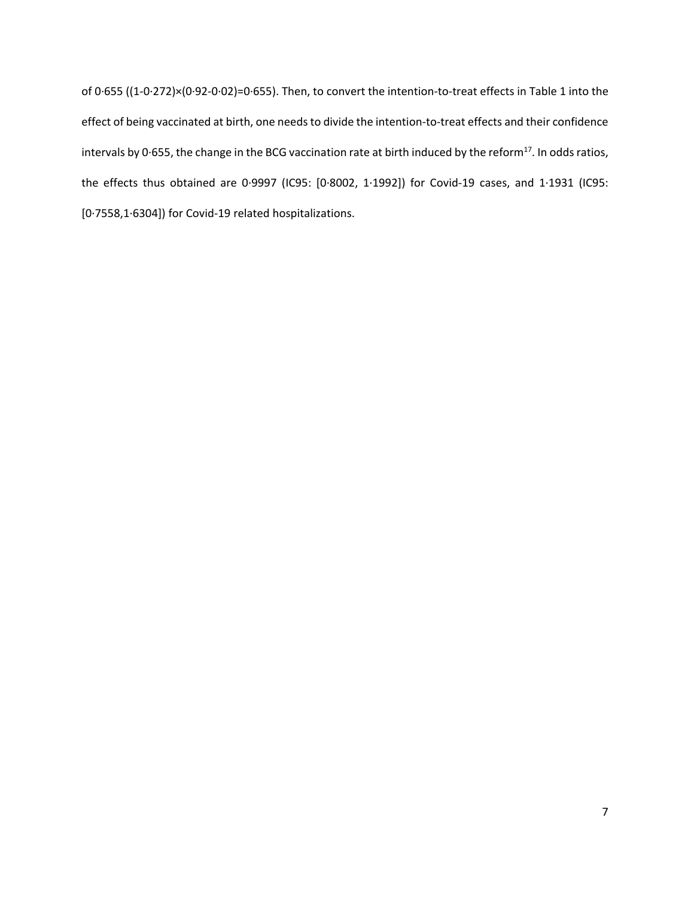of 0·655 ((1-0·272)×(0·92-0·02)=0·655). Then, to convert the intention-to-treat effects in Table 1 into the effect of being vaccinated at birth, one needs to divide the intention-to-treat effects and their confidence intervals by 0·655, the change in the BCG vaccination rate at birth induced by the reform[17]. In odds ratios, the effects thus obtained are 0·9997 (IC95: [0·8002, 1·1992]) for Covid-19 cases, and 1·1931 (IC95: [0·7558,1·6304]) for Covid-19 related hospitalizations.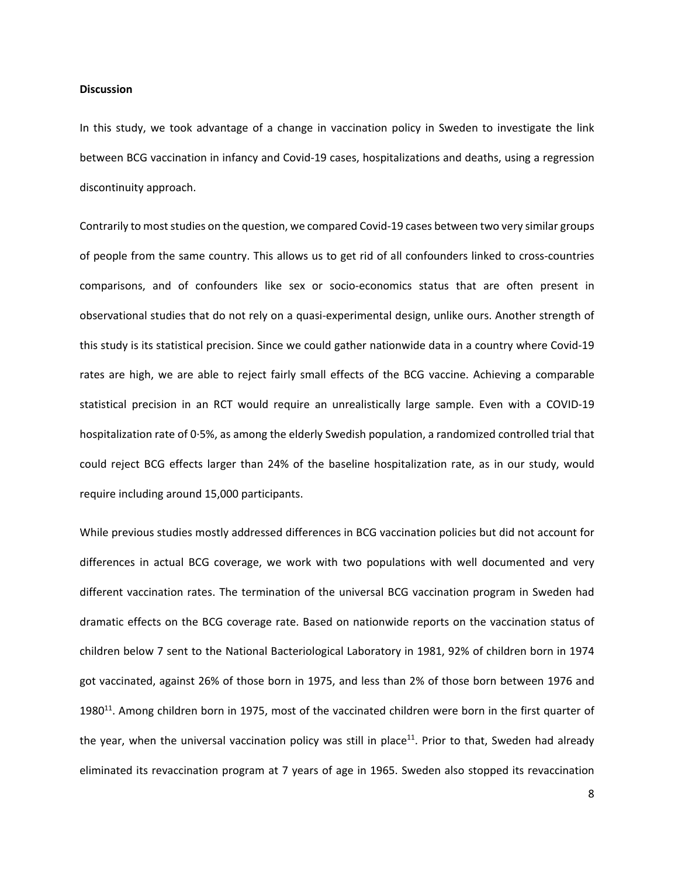**Discussion**

In this study, we took advantage of a change in vaccination policy in Sweden to investigate the link between BCG vaccination in infancy and Covid-19 cases, hospitalizations and deaths, using a regression discontinuity approach.

Contrarily to most studies on the question, we compared Covid-19 cases between two very similar groups of people from the same country. This allows us to get rid of all confounders linked to cross-countries comparisons, and of confounders like sex or socio-economics status that are often present in observational studies that do not rely on a quasi-experimental design, unlike ours. Another strength of this study is its statistical precision. Since we could gather nationwide data in a country where Covid-19 rates are high, we are able to reject fairly small effects of the BCG vaccine. Achieving a comparable statistical precision in an RCT would require an unrealistically large sample. Even with a COVID-19 hospitalization rate of 0·5%, as among the elderly Swedish population, a randomized controlled trial that could reject BCG effects larger than 24% of the baseline hospitalization rate, as in our study, would require including around 15,000 participants.

While previous studies mostly addressed differences in BCG vaccination policies but did not account for differences in actual BCG coverage, we work with two populations with well documented and very different vaccination rates. The termination of the universal BCG vaccination program in Sweden had dramatic effects on the BCG coverage rate. Based on nationwide reports on the vaccination status of children below 7 sent to the National Bacteriological Laboratory in 1981, 92% of children born in 1974 got vaccinated, against 26% of those born in 1975, and less than 2% of those born between 1976 and 1980[11]. Among children born in 1975, most of the vaccinated children were born in the first quarter of the year, when the universal vaccination policy was still in place[11]. Prior to that, Sweden had already eliminated its revaccination program at 7 years of age in 1965. Sweden also stopped its revaccination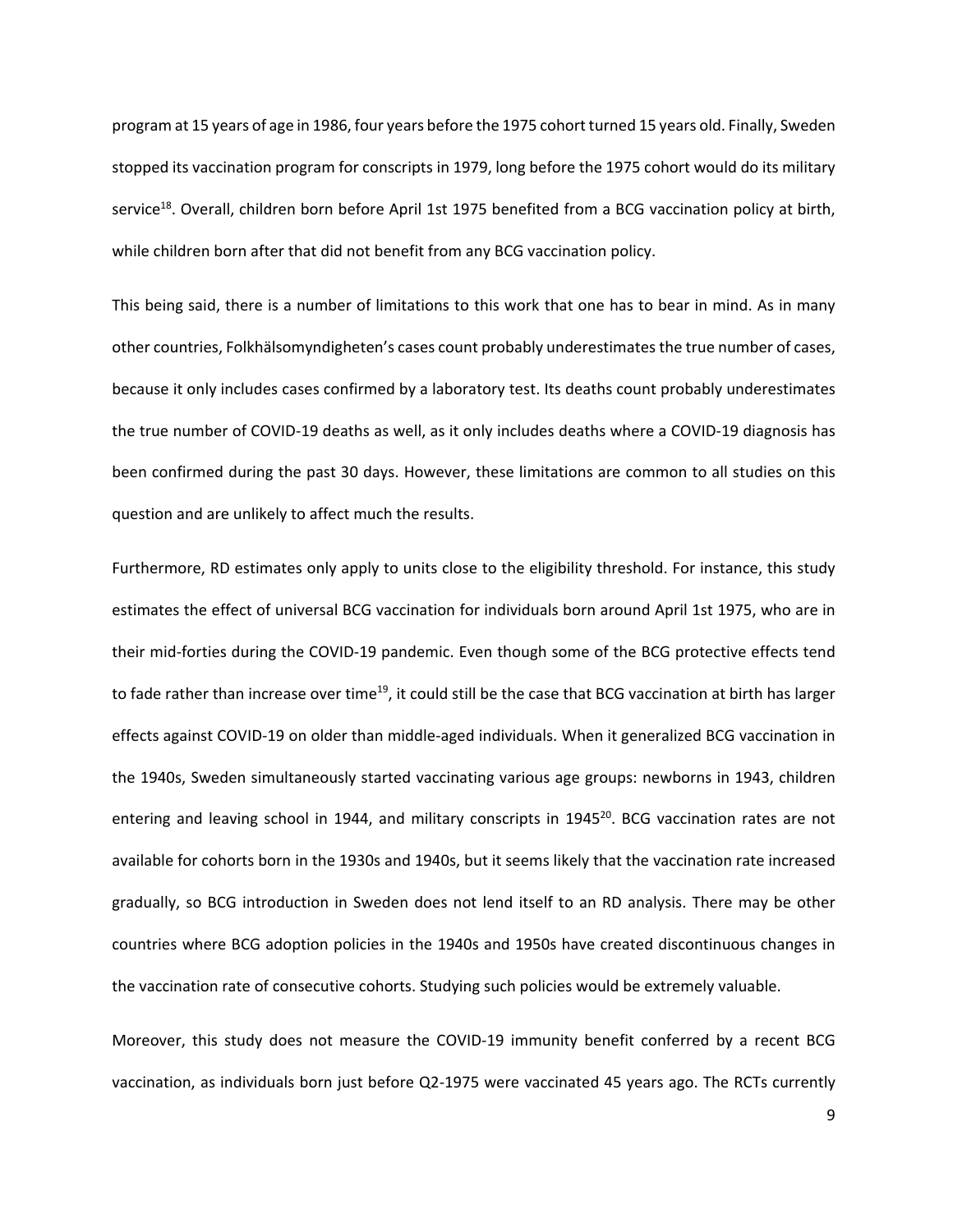program at 15 years of age in 1986, four years before the 1975 cohort turned 15 years old. Finally, Sweden stopped its vaccination program for conscripts in 1979, long before the 1975 cohort would do its military service[18]. Overall, children born before April 1st 1975 benefited from a BCG vaccination policy at birth, while children born after that did not benefit from any BCG vaccination policy.

This being said, there is a number of limitations to this work that one has to bear in mind. As in many other countries, Folkhälsomyndigheten's cases count probably underestimates the true number of cases, because it only includes cases confirmed by a laboratory test. Its deaths count probably underestimates the true number of COVID-19 deaths as well, as it only includes deaths where a COVID-19 diagnosis has been confirmed during the past 30 days. However, these limitations are common to all studies on this question and are unlikely to affect much the results.

Furthermore, RD estimates only apply to units close to the eligibility threshold. For instance, this study estimates the effect of universal BCG vaccination for individuals born around April 1st 1975, who are in their mid-forties during the COVID-19 pandemic. Even though some of the BCG protective effects tend to fade rather than increase over time[19], it could still be the case that BCG vaccination at birth has larger effects against COVID-19 on older than middle-aged individuals. When it generalized BCG vaccination in the 1940s, Sweden simultaneously started vaccinating various age groups: newborns in 1943, children entering and leaving school in 1944, and military conscripts in 1945[20]. BCG vaccination rates are not available for cohorts born in the 1930s and 1940s, but it seems likely that the vaccination rate increased gradually, so BCG introduction in Sweden does not lend itself to an RD analysis. There may be other countries where BCG adoption policies in the 1940s and 1950s have created discontinuous changes in the vaccination rate of consecutive cohorts. Studying such policies would be extremely valuable.

Moreover, this study does not measure the COVID-19 immunity benefit conferred by a recent BCG vaccination, as individuals born just before Q2-1975 were vaccinated 45 years ago. The RCTs currently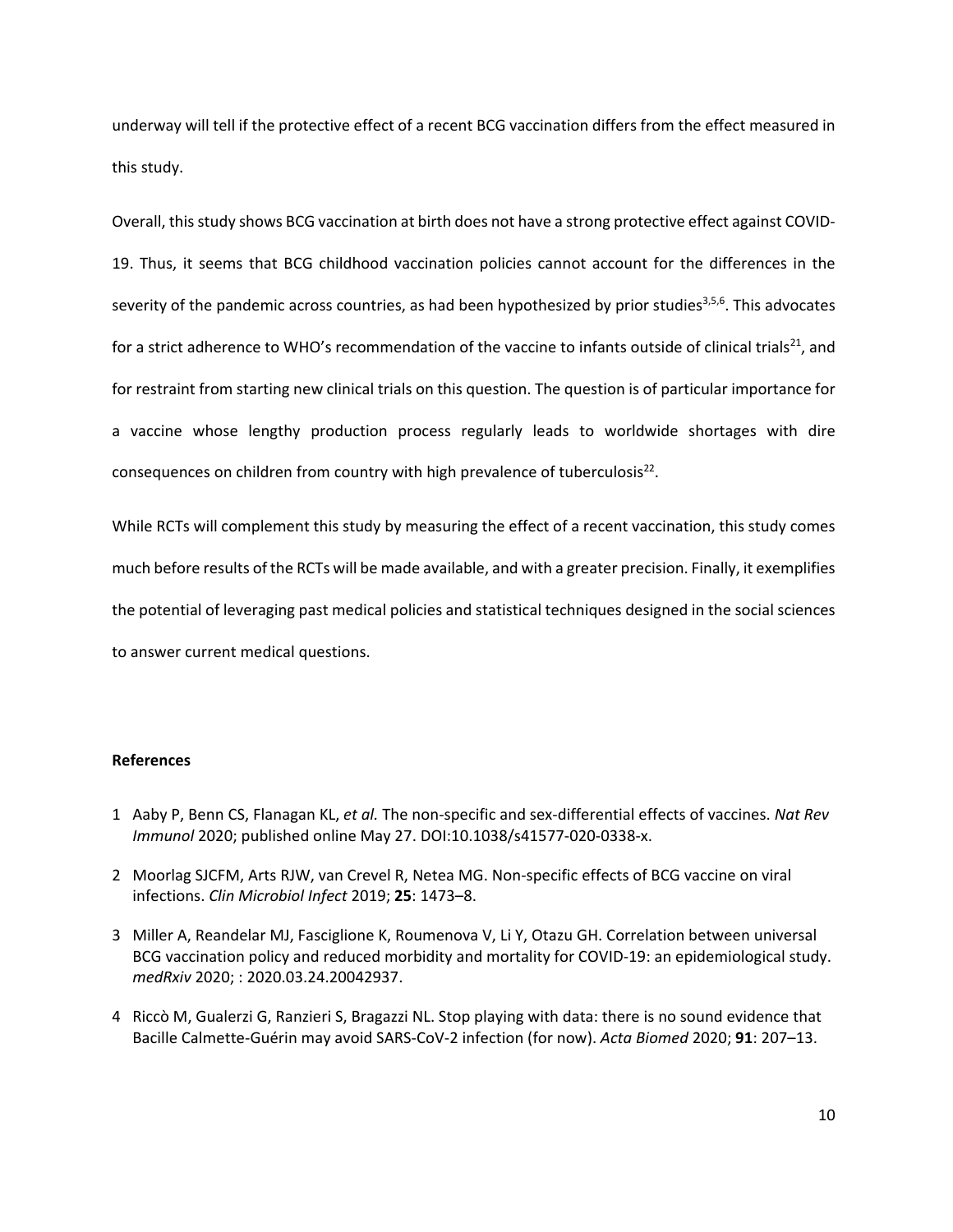underway will tell if the protective effect of a recent BCG vaccination differs from the effect measured in this study.

Overall, this study shows BCG vaccination at birth does not have a strong protective effect against COVID-19. Thus, it seems that BCG childhood vaccination policies cannot account for the differences in the severity of the pandemic across countries, as had been hypothesized by prior studies[3,5,6]. This advocates for a strict adherence to WHO's recommendation of the vaccine to infants outside of clinical trials[21], and for restraint from starting new clinical trials on this question. The question is of particular importance for a vaccine whose lengthy production process regularly leads to worldwide shortages with dire consequences on children from country with high prevalence of tuberculosis[22].

While RCTs will complement this study by measuring the effect of a recent vaccination, this study comes much before results of the RCTs will be made available, and with a greater precision. Finally, it exemplifies the potential of leveraging past medical policies and statistical techniques designed in the social sciences to answer current medical questions.

**References**

1 Aaby P, Benn CS, Flanagan KL, *et al.* The non-specific and sex-differential effects of vaccines. *Nat Rev Immunol* 2020; published online May 27. DOI:10.1038/s41577-020-0338-x.

2 Moorlag SJCFM, Arts RJW, van Crevel R, Netea MG. Non-specific effects of BCG vaccine on viral infections. *Clin Microbiol Infect* 2019; **25**: 1473–8.

3 Miller A, Reandelar MJ, Fasciglione K, Roumenova V, Li Y, Otazu GH. Correlation between universal BCG vaccination policy and reduced morbidity and mortality for COVID-19: an epidemiological study. *medRxiv* 2020; : 2020.03.24.20042937.

4 Riccò M, Gualerzi G, Ranzieri S, Bragazzi NL. Stop playing with data: there is no sound evidence that Bacille Calmette-Guérin may avoid SARS-CoV-2 infection (for now). *Acta Biomed* 2020; **91**: 207–13.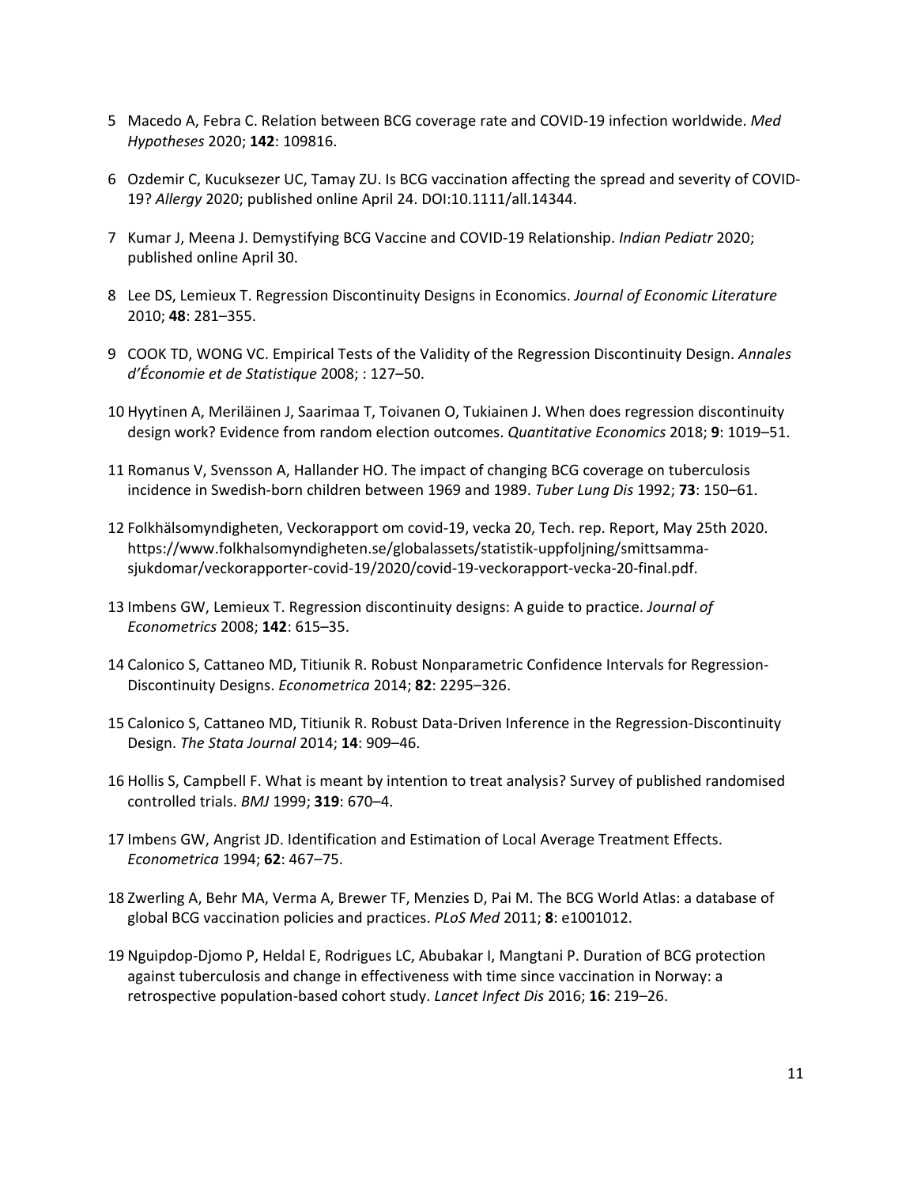5. Macedo A, Febra C. Relation between BCG coverage rate and COVID-19 infection worldwide. *Med Hypotheses* 2020; **142**: 109816.

6. Ozdemir C, Kucuksezer UC, Tamay ZU. Is BCG vaccination affecting the spread and severity of COVID-19? *Allergy* 2020; published online April 24. DOI:10.1111/all.14344.

7. Kumar J, Meena J. Demystifying BCG Vaccine and COVID-19 Relationship. *Indian Pediatr* 2020; published online April 30.

8. Lee DS, Lemieux T. Regression Discontinuity Designs in Economics. *Journal of Economic Literature* 2010; **48**: 281–355.

9. COOK TD, WONG VC. Empirical Tests of the Validity of the Regression Discontinuity Design. *Annales d'Économie et de Statistique* 2008; : 127–50.

10. Hyytinen A, Meriläinen J, Saarimaa T, Toivanen O, Tukiainen J. When does regression discontinuity design work? Evidence from random election outcomes. *Quantitative Economics* 2018; **9**: 1019–51.

11. Romanus V, Svensson A, Hallander HO. The impact of changing BCG coverage on tuberculosis incidence in Swedish-born children between 1969 and 1989. *Tuber Lung Dis* 1992; **73**: 150–61.

12. Folkhälsomyndigheten, Veckorapport om covid-19, vecka 20, Tech. rep. Report, May 25th 2020. https://www.folkhalsomyndigheten.se/globalassets/statistik-uppfoljning/smittsamma-sjukdomar/veckorapporter-covid-19/2020/covid-19-veckorapport-vecka-20-final.pdf.

13. Imbens GW, Lemieux T. Regression discontinuity designs: A guide to practice. *Journal of Econometrics* 2008; **142**: 615–35.

14. Calonico S, Cattaneo MD, Titiunik R. Robust Nonparametric Confidence Intervals for Regression-Discontinuity Designs. *Econometrica* 2014; **82**: 2295–326.

15. Calonico S, Cattaneo MD, Titiunik R. Robust Data-Driven Inference in the Regression-Discontinuity Design. *The Stata Journal* 2014; **14**: 909–46.

16. Hollis S, Campbell F. What is meant by intention to treat analysis? Survey of published randomised controlled trials. *BMJ* 1999; **319**: 670–4.

17. Imbens GW, Angrist JD. Identification and Estimation of Local Average Treatment Effects. *Econometrica* 1994; **62**: 467–75.

18. Zwerling A, Behr MA, Verma A, Brewer TF, Menzies D, Pai M. The BCG World Atlas: a database of global BCG vaccination policies and practices. *PLoS Med* 2011; **8**: e1001012.

19. Nguipdop-Djomo P, Heldal E, Rodrigues LC, Abubakar I, Mangtani P. Duration of BCG protection against tuberculosis and change in effectiveness with time since vaccination in Norway: a retrospective population-based cohort study. *Lancet Infect Dis* 2016; **16**: 219–26.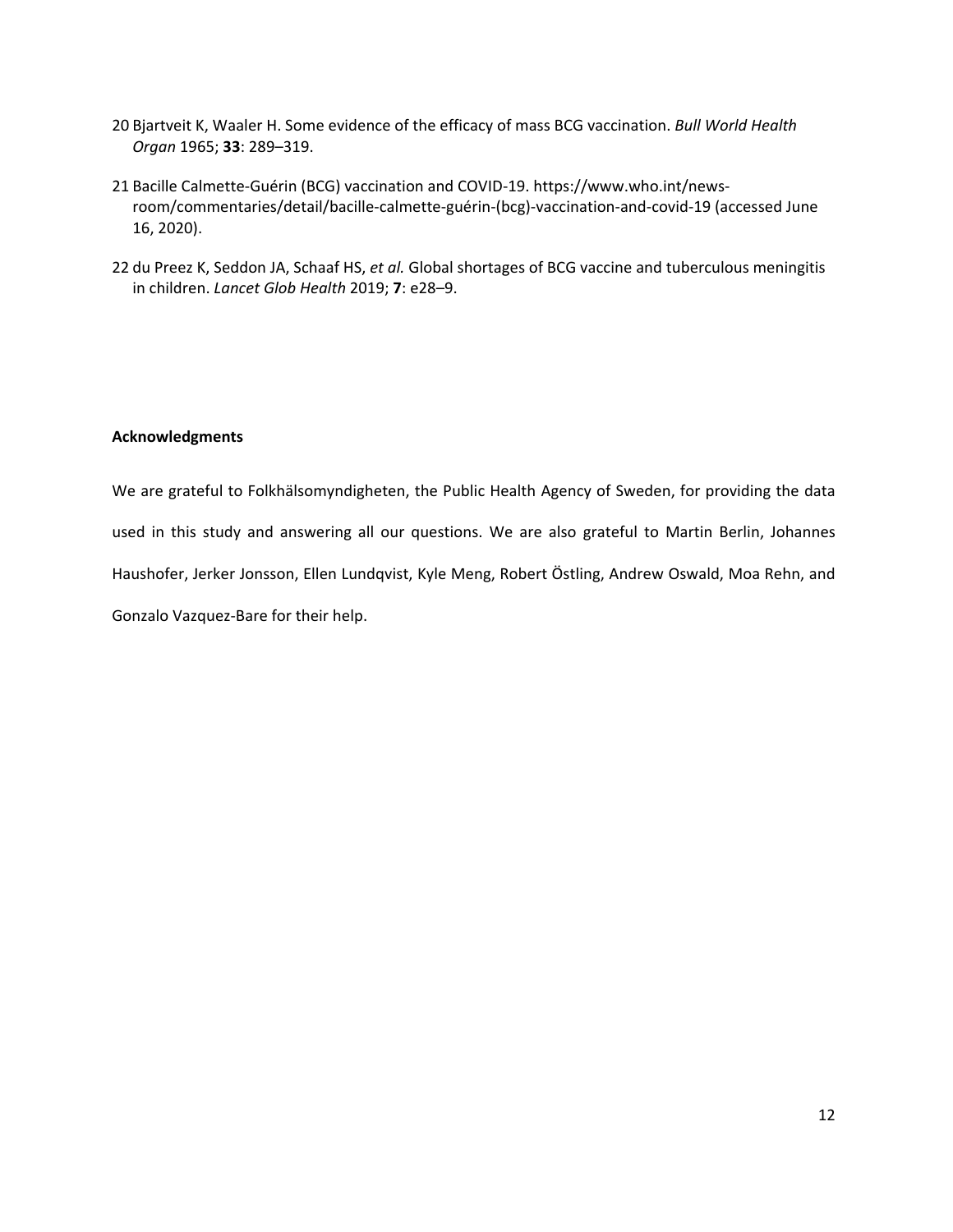20 Bjartveit K, Waaler H. Some evidence of the efficacy of mass BCG vaccination. *Bull World Health Organ* 1965; **33**: 289–319.

21 Bacille Calmette-Guérin (BCG) vaccination and COVID-19. https://www.who.int/news-room/commentaries/detail/bacille-calmette-guérin-(bcg)-vaccination-and-covid-19 (accessed June 16, 2020).

22 du Preez K, Seddon JA, Schaaf HS, *et al.* Global shortages of BCG vaccine and tuberculous meningitis in children. *Lancet Glob Health* 2019; **7**: e28–9.

**Acknowledgments**

We are grateful to Folkhälsomyndigheten, the Public Health Agency of Sweden, for providing the data used in this study and answering all our questions. We are also grateful to Martin Berlin, Johannes Haushofer, Jerker Jonsson, Ellen Lundqvist, Kyle Meng, Robert Östling, Andrew Oswald, Moa Rehn, and Gonzalo Vazquez-Bare for their help.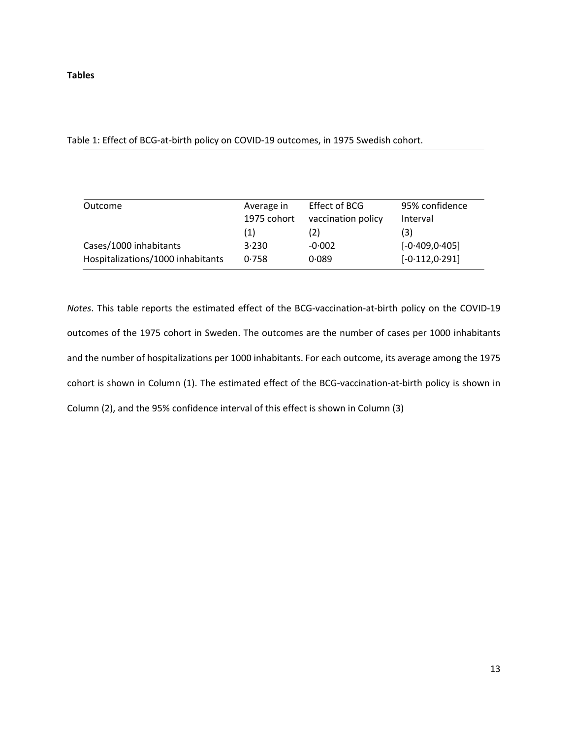**Tables**

Table 1: Effect of BCG-at-birth policy on COVID-19 outcomes, in 1975 Swedish cohort.

| Outcome | Average in 1975 cohort | Effect of BCG vaccination policy | 95% confidence Interval |
| --- | --- | --- | --- |
| | (1) | (2) | (3) |
| Cases/1000 inhabitants | 3·230 | -0·002 | [-0·409,0·405] |
| Hospitalizations/1000 inhabitants | 0·758 | 0·089 | [-0·112,0·291] |

*Notes*. This table reports the estimated effect of the BCG-vaccination-at-birth policy on the COVID-19 outcomes of the 1975 cohort in Sweden. The outcomes are the number of cases per 1000 inhabitants and the number of hospitalizations per 1000 inhabitants. For each outcome, its average among the 1975 cohort is shown in Column (1). The estimated effect of the BCG-vaccination-at-birth policy is shown in Column (2), and the 95% confidence interval of this effect is shown in Column (3)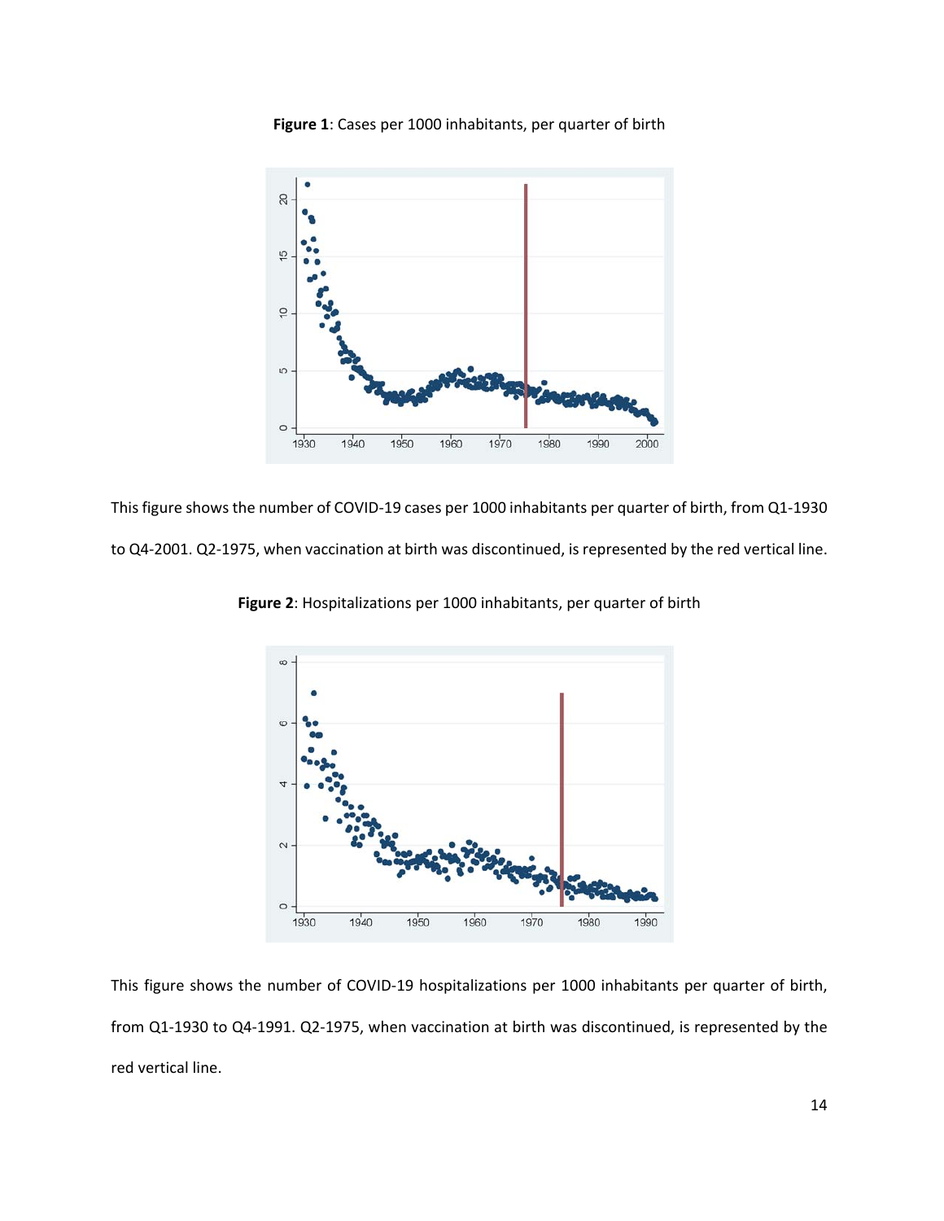**Figure 1**: Cases per 1000 inhabitants, per quarter of birth

This figure shows the number of COVID-19 cases per 1000 inhabitants per quarter of birth, from Q1-1930 to Q4-2001. Q2-1975, when vaccination at birth was discontinued, is represented by the red vertical line.

**Figure 2**: Hospitalizations per 1000 inhabitants, per quarter of birth

This figure shows the number of COVID-19 hospitalizations per 1000 inhabitants per quarter of birth, from Q1-1930 to Q4-1991. Q2-1975, when vaccination at birth was discontinued, is represented by the red vertical line.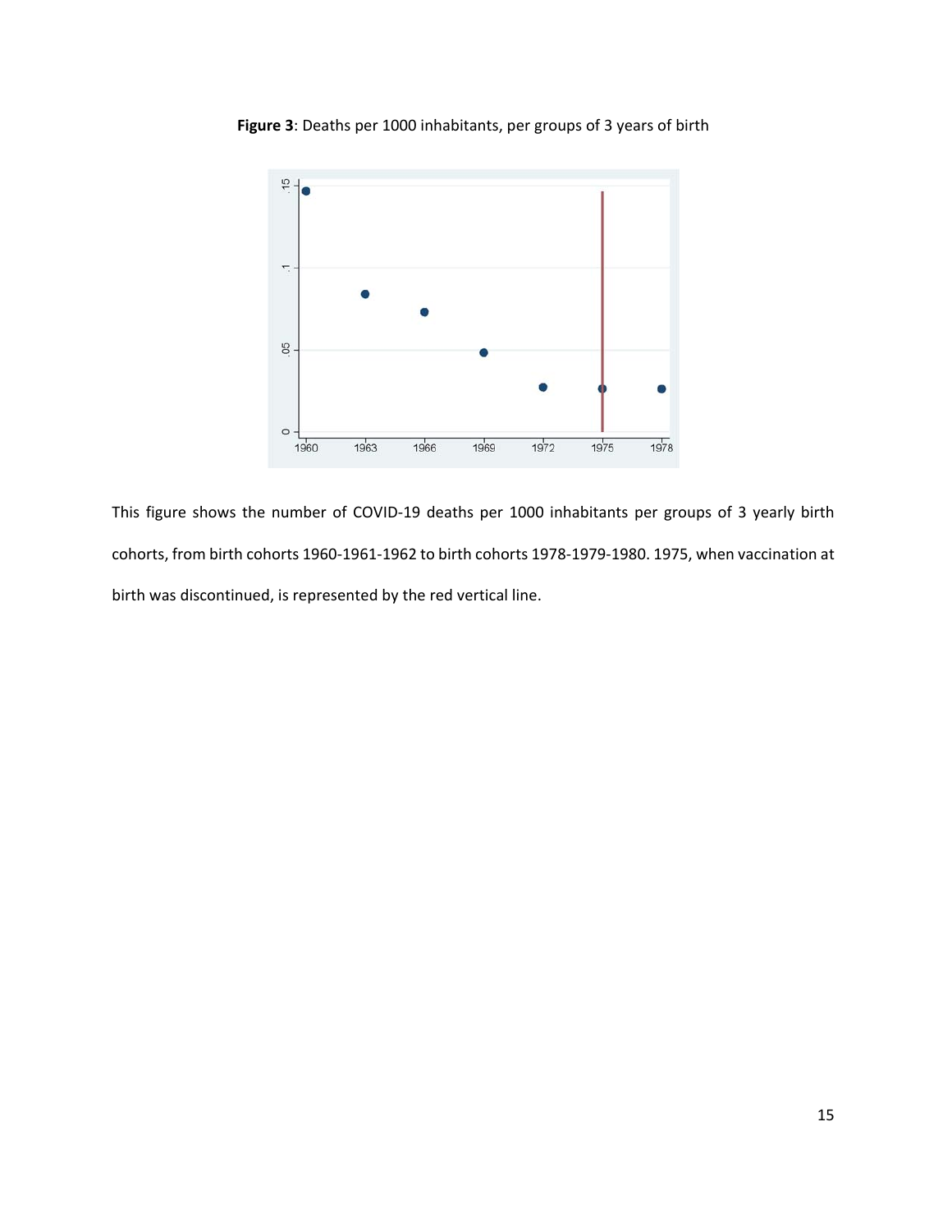**Figure 3**: Deaths per 1000 inhabitants, per groups of 3 years of birth

This figure shows the number of COVID-19 deaths per 1000 inhabitants per groups of 3 yearly birth cohorts, from birth cohorts 1960-1961-1962 to birth cohorts 1978-1979-1980. 1975, when vaccination at birth was discontinued, is represented by the red vertical line.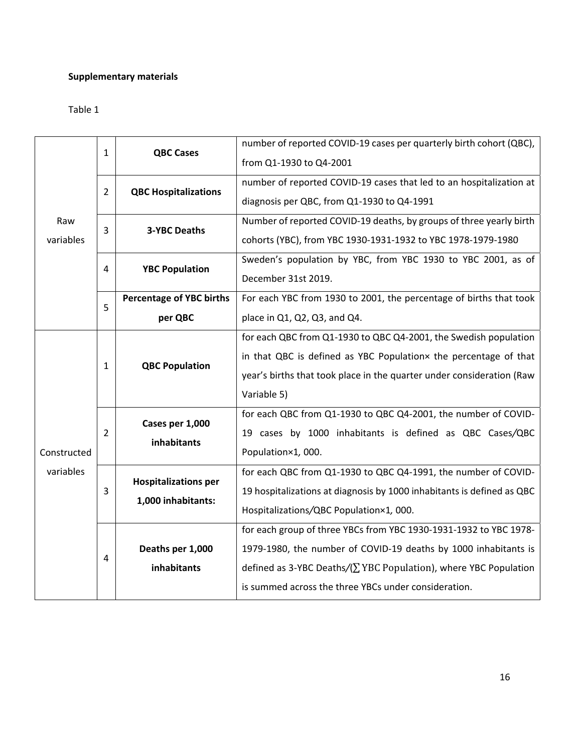**Supplementary materials**

Table 1

| | | | |
|---|---|---|---|
| Raw variables | 1 | **QBC Cases** | number of reported COVID-19 cases per quarterly birth cohort (QBC), from Q1-1930 to Q4-2001 |
| | 2 | **QBC Hospitalizations** | number of reported COVID-19 cases that led to an hospitalization at diagnosis per QBC, from Q1-1930 to Q4-1991 |
| | 3 | **3-YBC Deaths** | Number of reported COVID-19 deaths, by groups of three yearly birth cohorts (YBC), from YBC 1930-1931-1932 to YBC 1978-1979-1980 |
| | 4 | **YBC Population** | Sweden's population by YBC, from YBC 1930 to YBC 2001, as of December 31st 2019. |
| | 5 | **Percentage of YBC births per QBC** | For each YBC from 1930 to 2001, the percentage of births that took place in Q1, Q2, Q3, and Q4. |
| Constructed variables | 1 | **QBC Population** | for each QBC from Q1-1930 to QBC Q4-2001, the Swedish population in that QBC is defined as YBC Population× the percentage of that year's births that took place in the quarter under consideration (Raw Variable 5) |
| | 2 | **Cases per 1,000 inhabitants** | for each QBC from Q1-1930 to QBC Q4-2001, the number of COVID-19 cases by 1000 inhabitants is defined as QBC Cases/QBC Population×1, 000. |
| | 3 | **Hospitalizations per 1,000 inhabitants:** | for each QBC from Q1-1930 to QBC Q4-1991, the number of COVID-19 hospitalizations at diagnosis by 1000 inhabitants is defined as QBC Hospitalizations/QBC Population×1, 000. |
| | 4 | **Deaths per 1,000 inhabitants** | for each group of three YBCs from YBC 1930-1931-1932 to YBC 1978-1979-1980, the number of COVID-19 deaths by 1000 inhabitants is defined as 3-YBC Deaths/($\sum$ YBC Population), where YBC Population is summed across the three YBCs under consideration. |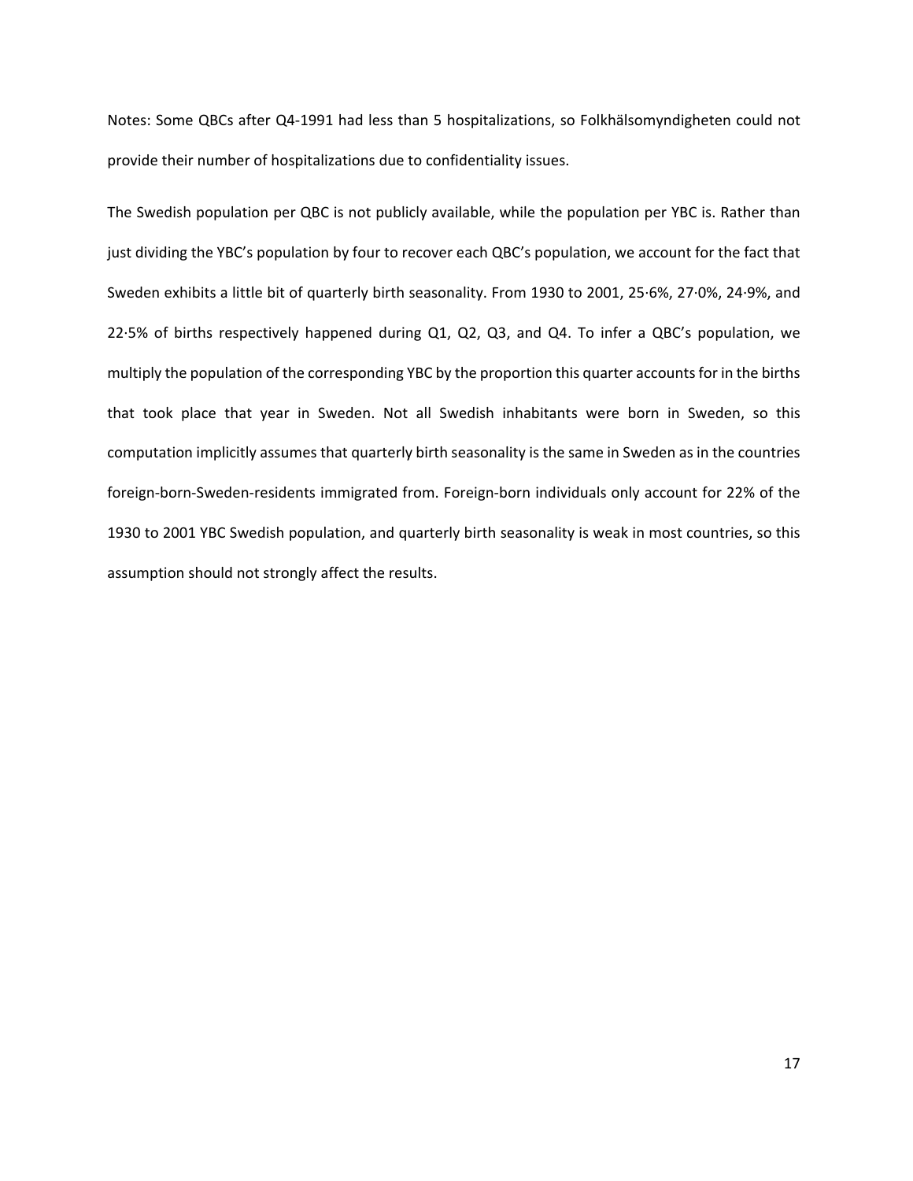Notes: Some QBCs after Q4-1991 had less than 5 hospitalizations, so Folkhälsomyndigheten could not provide their number of hospitalizations due to confidentiality issues.

The Swedish population per QBC is not publicly available, while the population per YBC is. Rather than just dividing the YBC's population by four to recover each QBC's population, we account for the fact that Sweden exhibits a little bit of quarterly birth seasonality. From 1930 to 2001, 25·6%, 27·0%, 24·9%, and 22·5% of births respectively happened during Q1, Q2, Q3, and Q4. To infer a QBC's population, we multiply the population of the corresponding YBC by the proportion this quarter accounts for in the births that took place that year in Sweden. Not all Swedish inhabitants were born in Sweden, so this computation implicitly assumes that quarterly birth seasonality is the same in Sweden as in the countries foreign-born-Sweden-residents immigrated from. Foreign-born individuals only account for 22% of the 1930 to 2001 YBC Swedish population, and quarterly birth seasonality is weak in most countries, so this assumption should not strongly affect the results.